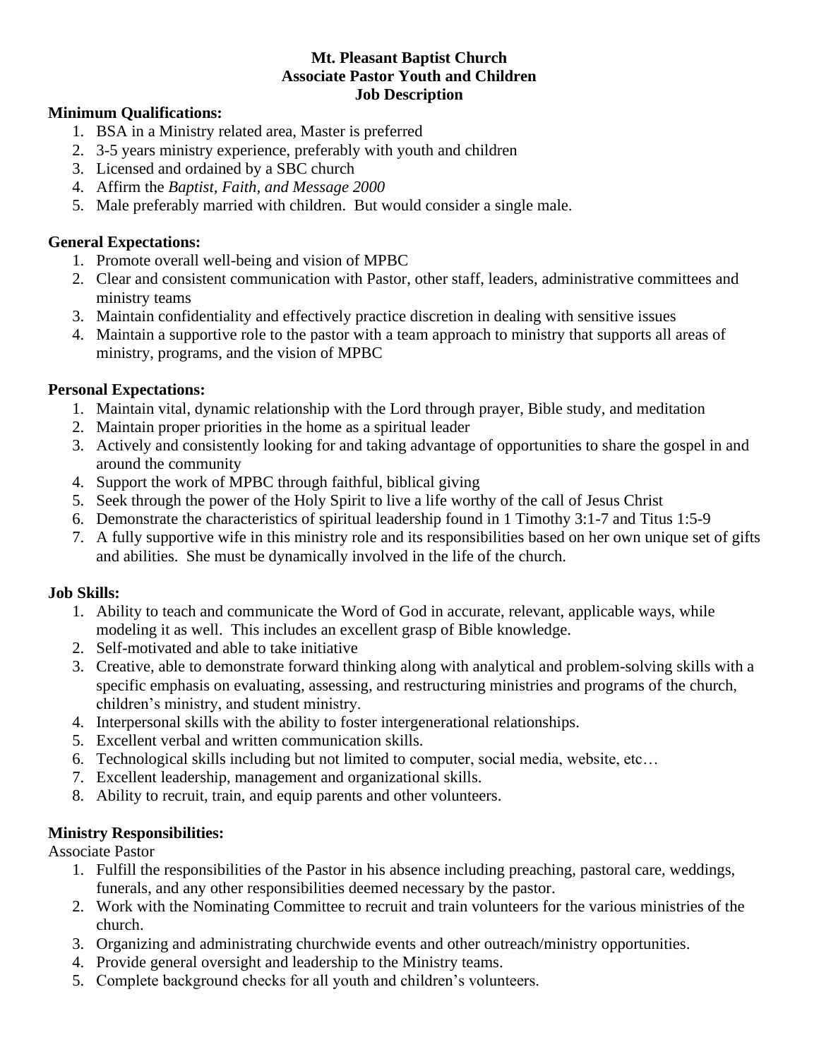**Mt. Pleasant Baptist Church**
**Associate Pastor Youth and Children**
**Job Description**

**Minimum Qualifications:**

1. BSA in a Ministry related area, Master is preferred
2. 3-5 years ministry experience, preferably with youth and children
3. Licensed and ordained by a SBC church
4. Affirm the *Baptist, Faith, and Message 2000*
5. Male preferably married with children. But would consider a single male.

**General Expectations:**

1. Promote overall well-being and vision of MPBC
2. Clear and consistent communication with Pastor, other staff, leaders, administrative committees and ministry teams
3. Maintain confidentiality and effectively practice discretion in dealing with sensitive issues
4. Maintain a supportive role to the pastor with a team approach to ministry that supports all areas of ministry, programs, and the vision of MPBC

**Personal Expectations:**

1. Maintain vital, dynamic relationship with the Lord through prayer, Bible study, and meditation
2. Maintain proper priorities in the home as a spiritual leader
3. Actively and consistently looking for and taking advantage of opportunities to share the gospel in and around the community
4. Support the work of MPBC through faithful, biblical giving
5. Seek through the power of the Holy Spirit to live a life worthy of the call of Jesus Christ
6. Demonstrate the characteristics of spiritual leadership found in 1 Timothy 3:1-7 and Titus 1:5-9
7. A fully supportive wife in this ministry role and its responsibilities based on her own unique set of gifts and abilities. She must be dynamically involved in the life of the church.

**Job Skills:**

1. Ability to teach and communicate the Word of God in accurate, relevant, applicable ways, while modeling it as well. This includes an excellent grasp of Bible knowledge.
2. Self-motivated and able to take initiative
3. Creative, able to demonstrate forward thinking along with analytical and problem-solving skills with a specific emphasis on evaluating, assessing, and restructuring ministries and programs of the church, children's ministry, and student ministry.
4. Interpersonal skills with the ability to foster intergenerational relationships.
5. Excellent verbal and written communication skills.
6. Technological skills including but not limited to computer, social media, website, etc…
7. Excellent leadership, management and organizational skills.
8. Ability to recruit, train, and equip parents and other volunteers.

**Ministry Responsibilities:**

Associate Pastor

1. Fulfill the responsibilities of the Pastor in his absence including preaching, pastoral care, weddings, funerals, and any other responsibilities deemed necessary by the pastor.
2. Work with the Nominating Committee to recruit and train volunteers for the various ministries of the church.
3. Organizing and administrating churchwide events and other outreach/ministry opportunities.
4. Provide general oversight and leadership to the Ministry teams.
5. Complete background checks for all youth and children's volunteers.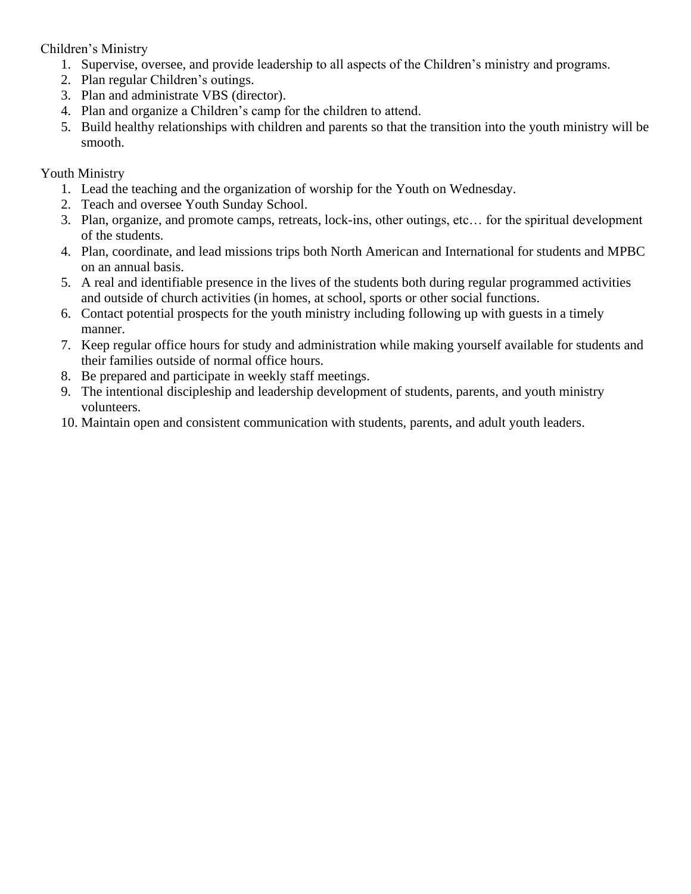Children's Ministry

1. Supervise, oversee, and provide leadership to all aspects of the Children's ministry and programs.
2. Plan regular Children's outings.
3. Plan and administrate VBS (director).
4. Plan and organize a Children's camp for the children to attend.
5. Build healthy relationships with children and parents so that the transition into the youth ministry will be smooth.

Youth Ministry

1. Lead the teaching and the organization of worship for the Youth on Wednesday.
2. Teach and oversee Youth Sunday School.
3. Plan, organize, and promote camps, retreats, lock-ins, other outings, etc… for the spiritual development of the students.
4. Plan, coordinate, and lead missions trips both North American and International for students and MPBC on an annual basis.
5. A real and identifiable presence in the lives of the students both during regular programmed activities and outside of church activities (in homes, at school, sports or other social functions.
6. Contact potential prospects for the youth ministry including following up with guests in a timely manner.
7. Keep regular office hours for study and administration while making yourself available for students and their families outside of normal office hours.
8. Be prepared and participate in weekly staff meetings.
9. The intentional discipleship and leadership development of students, parents, and youth ministry volunteers.
10. Maintain open and consistent communication with students, parents, and adult youth leaders.